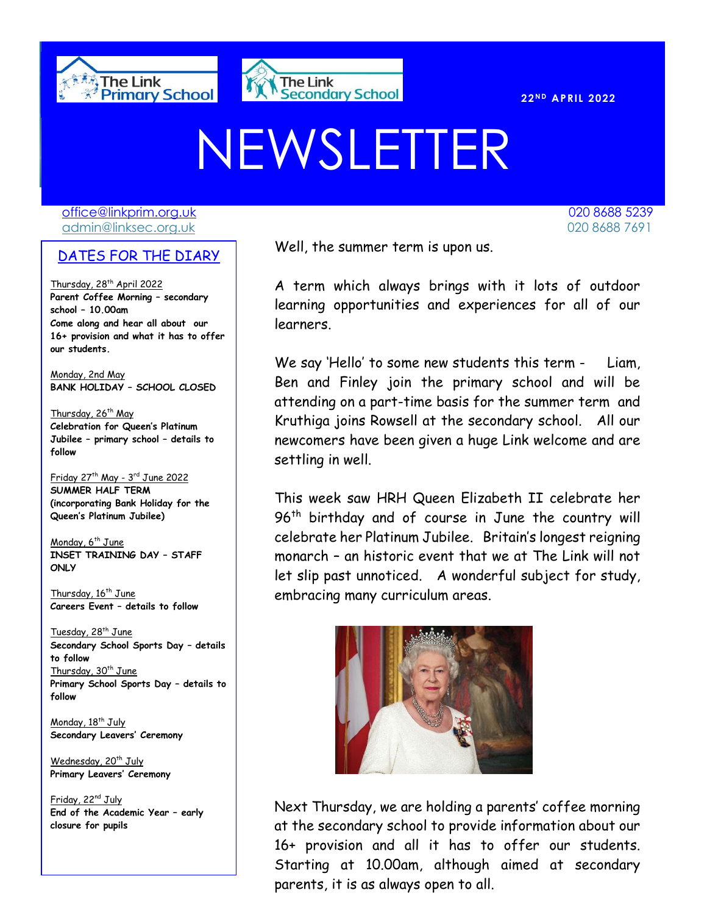The Link Primary School

The Link Secondary School

**22ND APRIL 2022**

# NEWSLETTER

office@linkprim.org.uk — 020 8688 5239
admin@linksec.org.uk — 020 8688 7691

## DATES FOR THE DIARY

Thursday, 28th April 2022
**Parent Coffee Morning – secondary school – 10.00am**
**Come along and hear all about our 16+ provision and what it has to offer our students.**

Monday, 2nd May
**BANK HOLIDAY – SCHOOL CLOSED**

Thursday, 26th May
**Celebration for Queen's Platinum Jubilee – primary school – details to follow**

Friday 27th May - 3rd June 2022
**SUMMER HALF TERM (incorporating Bank Holiday for the Queen's Platinum Jubilee)**

Monday, 6th June
**INSET TRAINING DAY – STAFF ONLY**

Thursday, 16th June
**Careers Event – details to follow**

Tuesday, 28th June
**Secondary School Sports Day – details to follow**

Thursday, 30th June
**Primary School Sports Day – details to follow**

Monday, 18th July
**Secondary Leavers' Ceremony**

Wednesday, 20th July
**Primary Leavers' Ceremony**

Friday, 22nd July
**End of the Academic Year – early closure for pupils**

Well, the summer term is upon us.

A term which always brings with it lots of outdoor learning opportunities and experiences for all of our learners.

We say 'Hello' to some new students this term - Liam, Ben and Finley join the primary school and will be attending on a part-time basis for the summer term and Kruthiga joins Rowsell at the secondary school. All our newcomers have been given a huge Link welcome and are settling in well.

This week saw HRH Queen Elizabeth II celebrate her 96th birthday and of course in June the country will celebrate her Platinum Jubilee. Britain's longest reigning monarch – an historic event that we at The Link will not let slip past unnoticed. A wonderful subject for study, embracing many curriculum areas.

Next Thursday, we are holding a parents' coffee morning at the secondary school to provide information about our 16+ provision and all it has to offer our students. Starting at 10.00am, although aimed at secondary parents, it is as always open to all.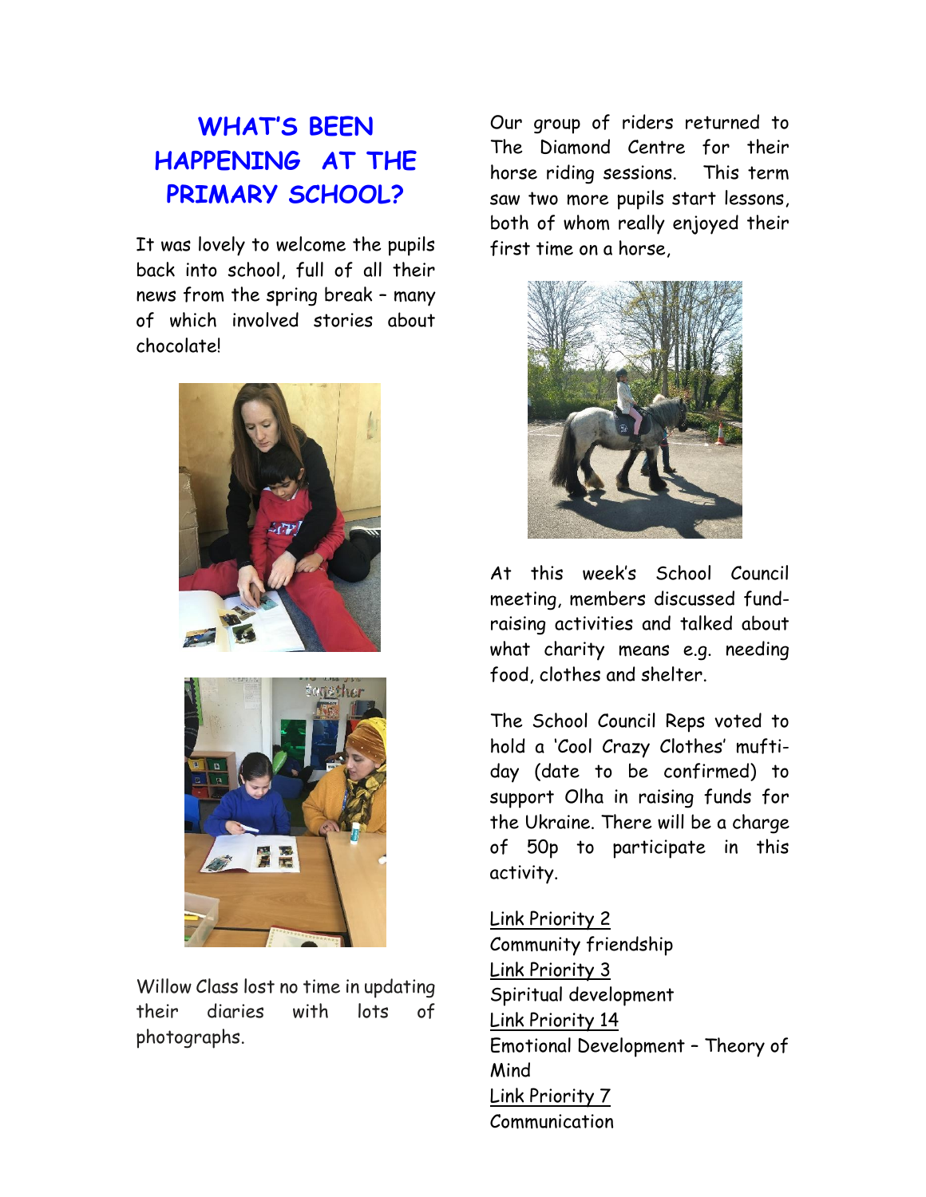# WHAT'S BEEN HAPPENING AT THE PRIMARY SCHOOL?

It was lovely to welcome the pupils back into school, full of all their news from the spring break – many of which involved stories about chocolate!

Willow Class lost no time in updating their diaries with lots of photographs.

Our group of riders returned to The Diamond Centre for their horse riding sessions. This term saw two more pupils start lessons, both of whom really enjoyed their first time on a horse,

At this week's School Council meeting, members discussed fund-raising activities and talked about what charity means e.g. needing food, clothes and shelter.

The School Council Reps voted to hold a 'Cool Crazy Clothes' mufti-day (date to be confirmed) to support Olha in raising funds for the Ukraine. There will be a charge of 50p to participate in this activity.

Link Priority 2
Community friendship
Link Priority 3
Spiritual development
Link Priority 14
Emotional Development – Theory of Mind
Link Priority 7
Communication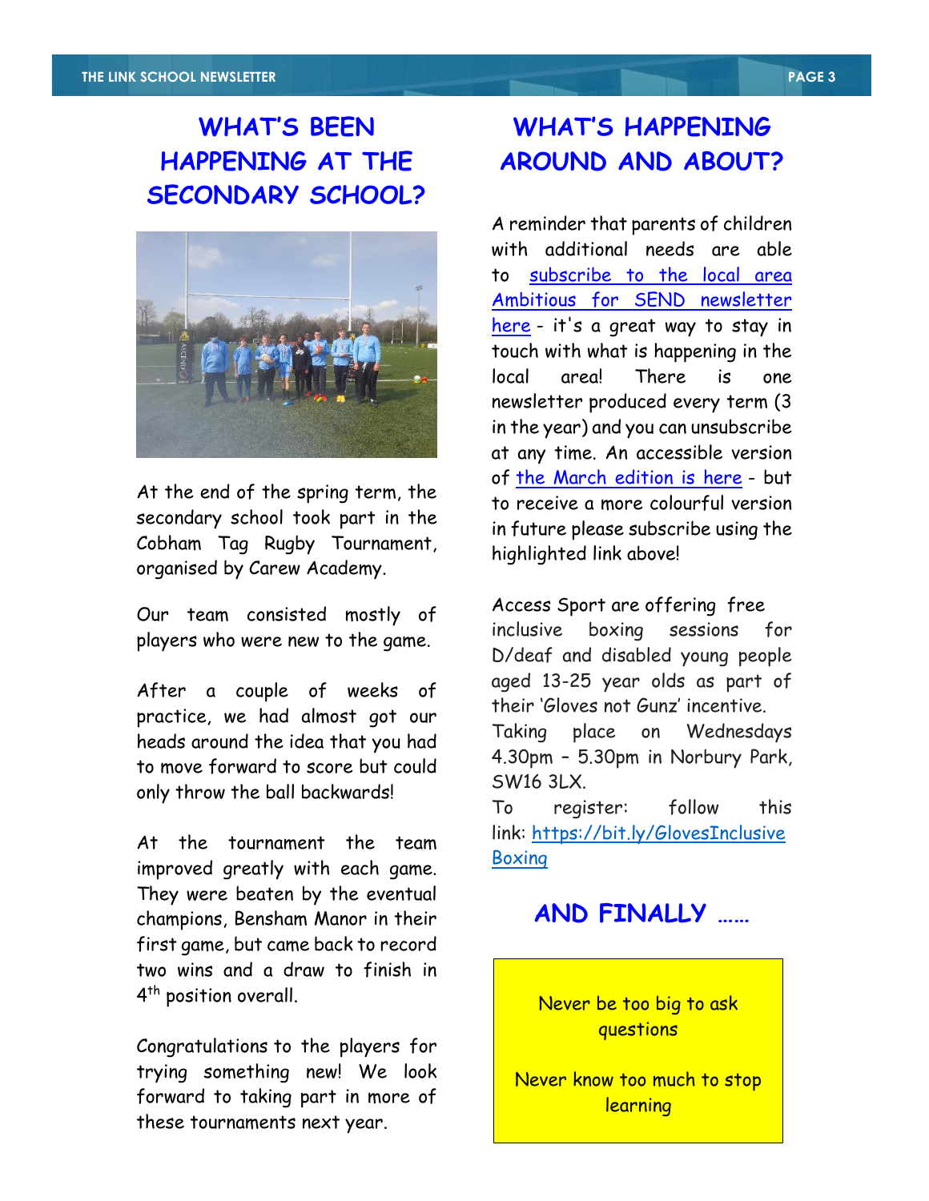## WHAT'S BEEN HAPPENING AT THE SECONDARY SCHOOL?

At the end of the spring term, the secondary school took part in the Cobham Tag Rugby Tournament, organised by Carew Academy.

Our team consisted mostly of players who were new to the game.

After a couple of weeks of practice, we had almost got our heads around the idea that you had to move forward to score but could only throw the ball backwards!

At the tournament the team improved greatly with each game. They were beaten by the eventual champions, Bensham Manor in their first game, but came back to record two wins and a draw to finish in 4th position overall.

Congratulations to the players for trying something new! We look forward to taking part in more of these tournaments next year.

## WHAT'S HAPPENING AROUND AND ABOUT?

A reminder that parents of children with additional needs are able to subscribe to the local area Ambitious for SEND newsletter here - it's a great way to stay in touch with what is happening in the local area! There is one newsletter produced every term (3 in the year) and you can unsubscribe at any time. An accessible version of the March edition is here - but to receive a more colourful version in future please subscribe using the highlighted link above!

Access Sport are offering free inclusive boxing sessions for D/deaf and disabled young people aged 13-25 year olds as part of their 'Gloves not Gunz' incentive.
Taking place on Wednesdays 4.30pm – 5.30pm in Norbury Park, SW16 3LX.
To register: follow this link: https://bit.ly/GlovesInclusiveBoxing

## AND FINALLY ……

Never be too big to ask questions

Never know too much to stop learning